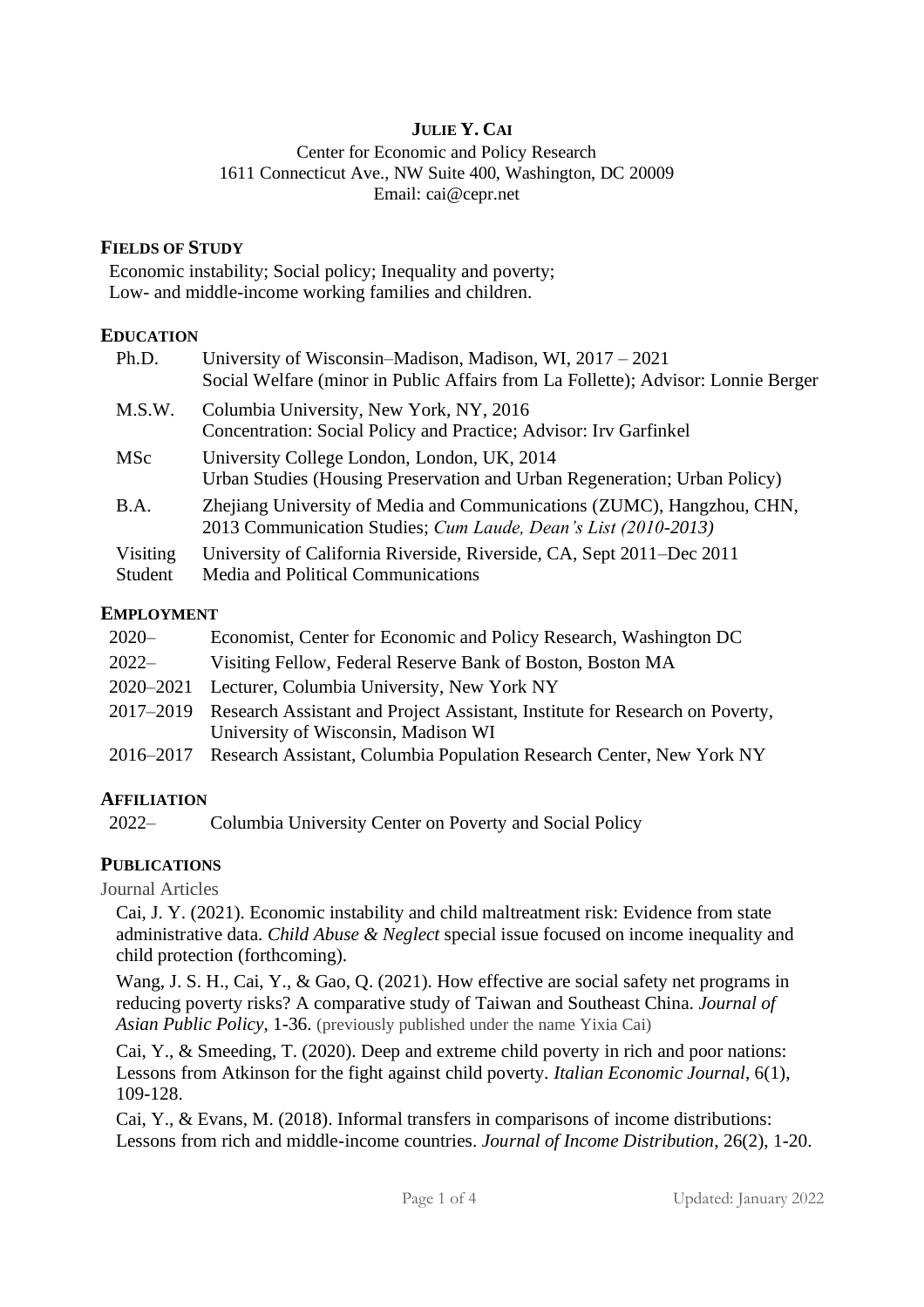# JULIE Y. CAI

Center for Economic and Policy Research
1611 Connecticut Ave., NW Suite 400, Washington, DC 20009
Email: cai@cepr.net

## FIELDS OF STUDY

Economic instability; Social policy; Inequality and poverty;
Low- and middle-income working families and children.

## EDUCATION

| | |
|---|---|
| Ph.D. | University of Wisconsin–Madison, Madison, WI, 2017 – 2021<br>Social Welfare (minor in Public Affairs from La Follette); Advisor: Lonnie Berger |
| M.S.W. | Columbia University, New York, NY, 2016<br>Concentration: Social Policy and Practice; Advisor: Irv Garfinkel |
| MSc | University College London, London, UK, 2014<br>Urban Studies (Housing Preservation and Urban Regeneration; Urban Policy) |
| B.A. | Zhejiang University of Media and Communications (ZUMC), Hangzhou, CHN, 2013 Communication Studies; *Cum Laude, Dean's List (2010-2013)* |
| Visiting Student | University of California Riverside, Riverside, CA, Sept 2011–Dec 2011<br>Media and Political Communications |

## EMPLOYMENT

| | |
|---|---|
| 2020– | Economist, Center for Economic and Policy Research, Washington DC |
| 2022– | Visiting Fellow, Federal Reserve Bank of Boston, Boston MA |
| 2020–2021 | Lecturer, Columbia University, New York NY |
| 2017–2019 | Research Assistant and Project Assistant, Institute for Research on Poverty, University of Wisconsin, Madison WI |
| 2016–2017 | Research Assistant, Columbia Population Research Center, New York NY |

## AFFILIATION

2022– Columbia University Center on Poverty and Social Policy

## PUBLICATIONS

### Journal Articles

Cai, J. Y. (2021). Economic instability and child maltreatment risk: Evidence from state administrative data. *Child Abuse & Neglect* special issue focused on income inequality and child protection (forthcoming).

Wang, J. S. H., Cai, Y., & Gao, Q. (2021). How effective are social safety net programs in reducing poverty risks? A comparative study of Taiwan and Southeast China. *Journal of Asian Public Policy*, 1-36. (previously published under the name Yixia Cai)

Cai, Y., & Smeeding, T. (2020). Deep and extreme child poverty in rich and poor nations: Lessons from Atkinson for the fight against child poverty. *Italian Economic Journal*, 6(1), 109-128.

Cai, Y., & Evans, M. (2018). Informal transfers in comparisons of income distributions: Lessons from rich and middle-income countries. *Journal of Income Distribution*, 26(2), 1-20.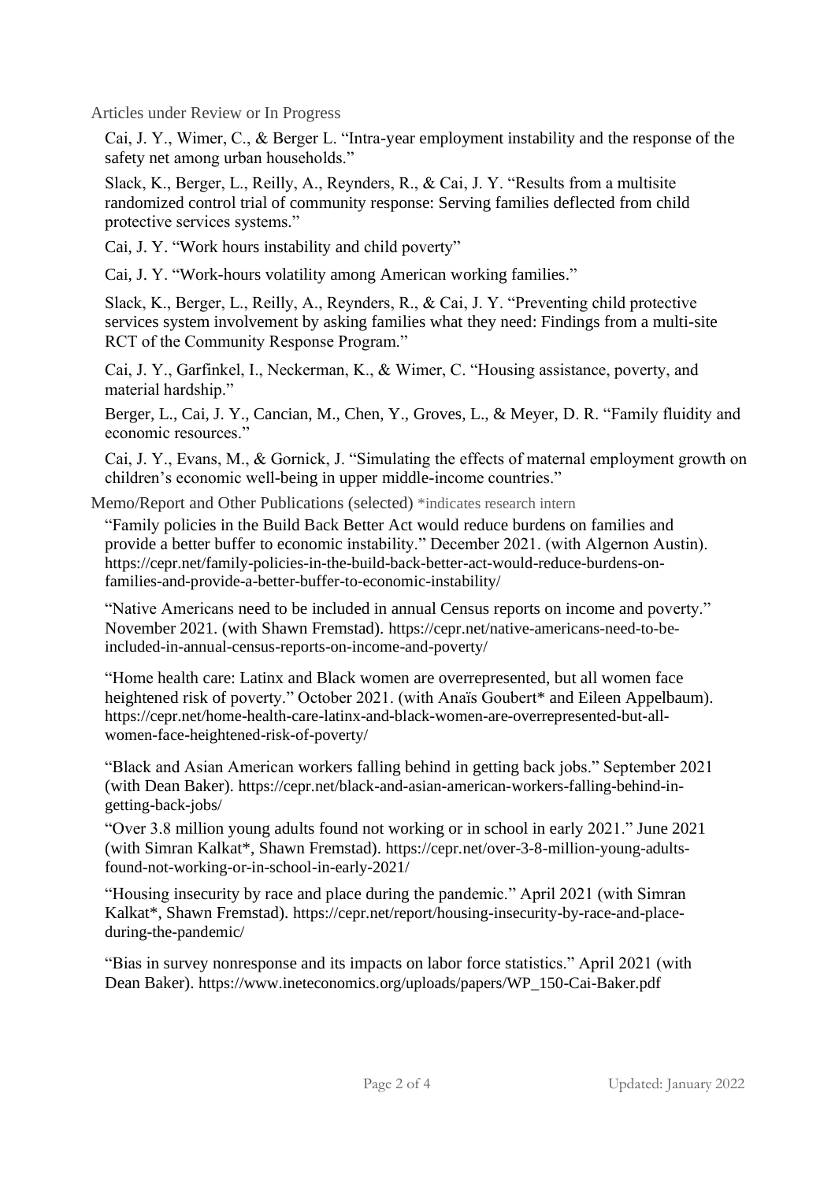### Articles under Review or In Progress

Cai, J. Y., Wimer, C., & Berger L. "Intra-year employment instability and the response of the safety net among urban households."

Slack, K., Berger, L., Reilly, A., Reynders, R., & Cai, J. Y. "Results from a multisite randomized control trial of community response: Serving families deflected from child protective services systems."

Cai, J. Y. "Work hours instability and child poverty"

Cai, J. Y. "Work-hours volatility among American working families."

Slack, K., Berger, L., Reilly, A., Reynders, R., & Cai, J. Y. "Preventing child protective services system involvement by asking families what they need: Findings from a multi-site RCT of the Community Response Program."

Cai, J. Y., Garfinkel, I., Neckerman, K., & Wimer, C. "Housing assistance, poverty, and material hardship."

Berger, L., Cai, J. Y., Cancian, M., Chen, Y., Groves, L., & Meyer, D. R. "Family fluidity and economic resources."

Cai, J. Y., Evans, M., & Gornick, J. "Simulating the effects of maternal employment growth on children's economic well-being in upper middle-income countries."

### Memo/Report and Other Publications (selected) *indicates research intern

"Family policies in the Build Back Better Act would reduce burdens on families and provide a better buffer to economic instability." December 2021. (with Algernon Austin). https://cepr.net/family-policies-in-the-build-back-better-act-would-reduce-burdens-on-families-and-provide-a-better-buffer-to-economic-instability/

"Native Americans need to be included in annual Census reports on income and poverty." November 2021. (with Shawn Fremstad). https://cepr.net/native-americans-need-to-be-included-in-annual-census-reports-on-income-and-poverty/

"Home health care: Latinx and Black women are overrepresented, but all women face heightened risk of poverty." October 2021. (with Anaïs Goubert* and Eileen Appelbaum). https://cepr.net/home-health-care-latinx-and-black-women-are-overrepresented-but-all-women-face-heightened-risk-of-poverty/

"Black and Asian American workers falling behind in getting back jobs." September 2021 (with Dean Baker). https://cepr.net/black-and-asian-american-workers-falling-behind-in-getting-back-jobs/

"Over 3.8 million young adults found not working or in school in early 2021." June 2021 (with Simran Kalkat*, Shawn Fremstad). https://cepr.net/over-3-8-million-young-adults-found-not-working-or-in-school-in-early-2021/

"Housing insecurity by race and place during the pandemic." April 2021 (with Simran Kalkat*, Shawn Fremstad). https://cepr.net/report/housing-insecurity-by-race-and-place-during-the-pandemic/

"Bias in survey nonresponse and its impacts on labor force statistics." April 2021 (with Dean Baker). https://www.ineteconomics.org/uploads/papers/WP_150-Cai-Baker.pdf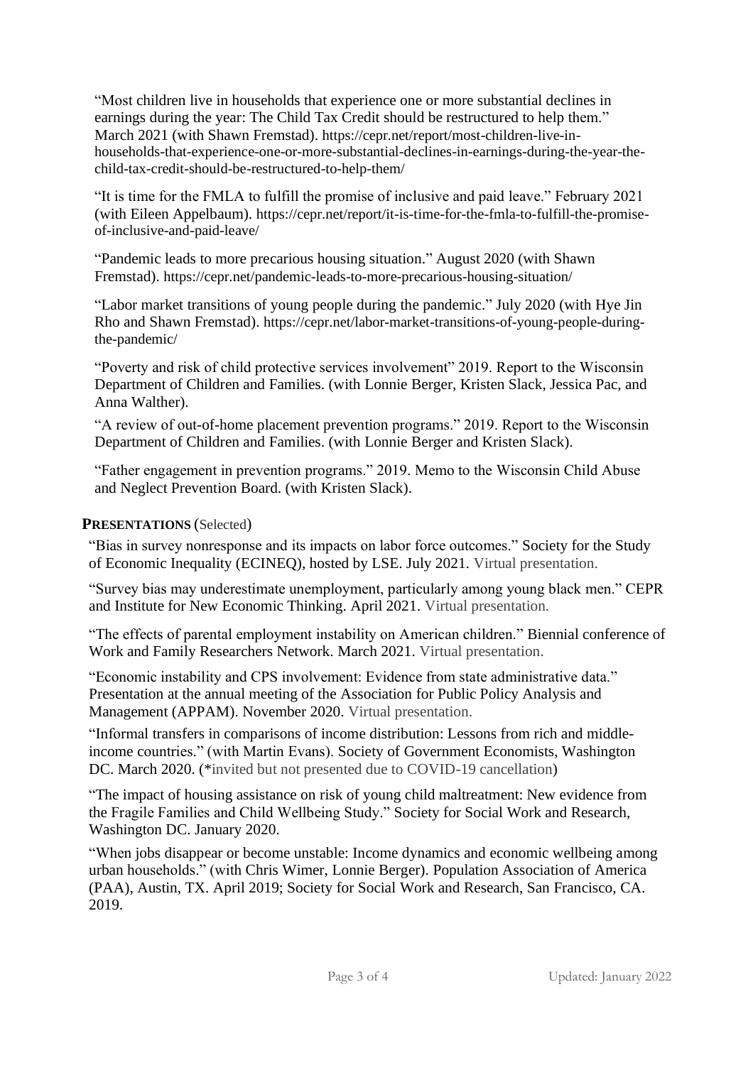"Most children live in households that experience one or more substantial declines in earnings during the year: The Child Tax Credit should be restructured to help them." March 2021 (with Shawn Fremstad). https://cepr.net/report/most-children-live-in-households-that-experience-one-or-more-substantial-declines-in-earnings-during-the-year-the-child-tax-credit-should-be-restructured-to-help-them/

"It is time for the FMLA to fulfill the promise of inclusive and paid leave." February 2021 (with Eileen Appelbaum). https://cepr.net/report/it-is-time-for-the-fmla-to-fulfill-the-promise-of-inclusive-and-paid-leave/

"Pandemic leads to more precarious housing situation." August 2020 (with Shawn Fremstad). https://cepr.net/pandemic-leads-to-more-precarious-housing-situation/

"Labor market transitions of young people during the pandemic." July 2020 (with Hye Jin Rho and Shawn Fremstad). https://cepr.net/labor-market-transitions-of-young-people-during-the-pandemic/

"Poverty and risk of child protective services involvement" 2019. Report to the Wisconsin Department of Children and Families. (with Lonnie Berger, Kristen Slack, Jessica Pac, and Anna Walther).

"A review of out-of-home placement prevention programs." 2019. Report to the Wisconsin Department of Children and Families. (with Lonnie Berger and Kristen Slack).

"Father engagement in prevention programs." 2019. Memo to the Wisconsin Child Abuse and Neglect Prevention Board. (with Kristen Slack).

## **PRESENTATIONS** (Selected)

"Bias in survey nonresponse and its impacts on labor force outcomes." Society for the Study of Economic Inequality (ECINEQ), hosted by LSE. July 2021. Virtual presentation.

"Survey bias may underestimate unemployment, particularly among young black men." CEPR and Institute for New Economic Thinking. April 2021. Virtual presentation.

"The effects of parental employment instability on American children." Biennial conference of Work and Family Researchers Network. March 2021. Virtual presentation.

"Economic instability and CPS involvement: Evidence from state administrative data." Presentation at the annual meeting of the Association for Public Policy Analysis and Management (APPAM). November 2020. Virtual presentation.

"Informal transfers in comparisons of income distribution: Lessons from rich and middle-income countries." (with Martin Evans). Society of Government Economists, Washington DC. March 2020. (*invited but not presented due to COVID-19 cancellation)

"The impact of housing assistance on risk of young child maltreatment: New evidence from the Fragile Families and Child Wellbeing Study." Society for Social Work and Research, Washington DC. January 2020.

"When jobs disappear or become unstable: Income dynamics and economic wellbeing among urban households." (with Chris Wimer, Lonnie Berger). Population Association of America (PAA), Austin, TX. April 2019; Society for Social Work and Research, San Francisco, CA. 2019.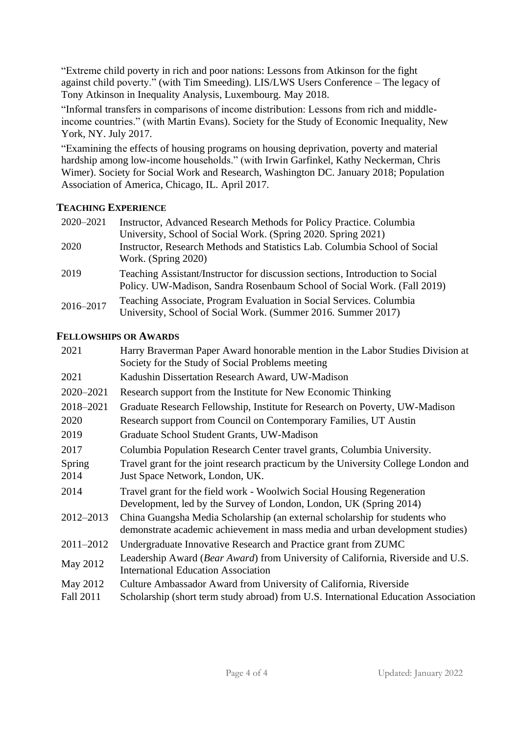"Extreme child poverty in rich and poor nations: Lessons from Atkinson for the fight against child poverty." (with Tim Smeeding). LIS/LWS Users Conference – The legacy of Tony Atkinson in Inequality Analysis, Luxembourg. May 2018.

"Informal transfers in comparisons of income distribution: Lessons from rich and middle-income countries." (with Martin Evans). Society for the Study of Economic Inequality, New York, NY. July 2017.

"Examining the effects of housing programs on housing deprivation, poverty and material hardship among low-income households." (with Irwin Garfinkel, Kathy Neckerman, Chris Wimer). Society for Social Work and Research, Washington DC. January 2018; Population Association of America, Chicago, IL. April 2017.

## TEACHING EXPERIENCE

| | |
|---|---|
| 2020–2021 | Instructor, Advanced Research Methods for Policy Practice. Columbia University, School of Social Work. (Spring 2020. Spring 2021) |
| 2020 | Instructor, Research Methods and Statistics Lab. Columbia School of Social Work. (Spring 2020) |
| 2019 | Teaching Assistant/Instructor for discussion sections, Introduction to Social Policy. UW-Madison, Sandra Rosenbaum School of Social Work. (Fall 2019) |
| 2016–2017 | Teaching Associate, Program Evaluation in Social Services. Columbia University, School of Social Work. (Summer 2016. Summer 2017) |

## FELLOWSHIPS OR AWARDS

| | |
|---|---|
| 2021 | Harry Braverman Paper Award honorable mention in the Labor Studies Division at Society for the Study of Social Problems meeting |
| 2021 | Kadushin Dissertation Research Award, UW-Madison |
| 2020–2021 | Research support from the Institute for New Economic Thinking |
| 2018–2021 | Graduate Research Fellowship, Institute for Research on Poverty, UW-Madison |
| 2020 | Research support from Council on Contemporary Families, UT Austin |
| 2019 | Graduate School Student Grants, UW-Madison |
| 2017 | Columbia Population Research Center travel grants, Columbia University. |
| Spring 2014 | Travel grant for the joint research practicum by the University College London and Just Space Network, London, UK. |
| 2014 | Travel grant for the field work - Woolwich Social Housing Regeneration Development, led by the Survey of London, London, UK (Spring 2014) |
| 2012–2013 | China Guangsha Media Scholarship (an external scholarship for students who demonstrate academic achievement in mass media and urban development studies) |
| 2011–2012 | Undergraduate Innovative Research and Practice grant from ZUMC |
| May 2012 | Leadership Award (*Bear Award*) from University of California, Riverside and U.S. International Education Association |
| May 2012 | Culture Ambassador Award from University of California, Riverside |
| Fall 2011 | Scholarship (short term study abroad) from U.S. International Education Association |

Updated: January 2022